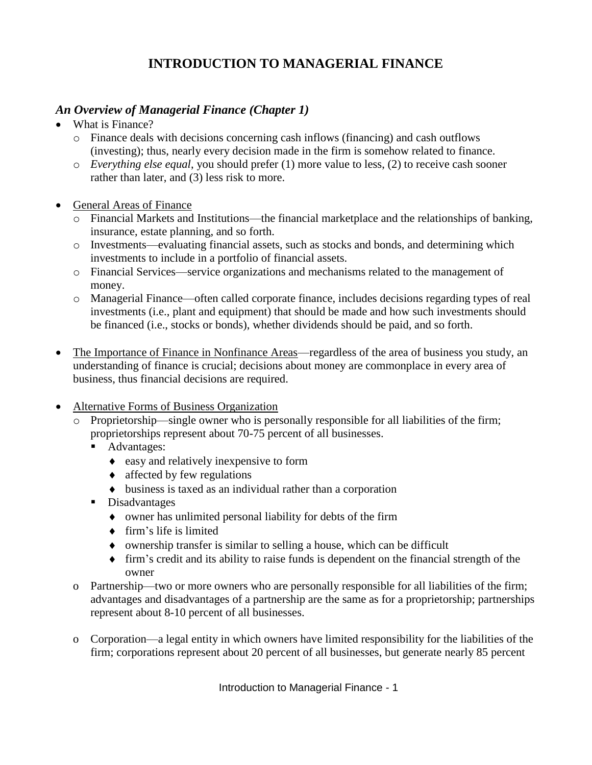# INTRODUCTION TO MANAGERIAL FINANCE

## *An Overview of Managerial Finance (Chapter 1)*

- What is Finance?
  - Finance deals with decisions concerning cash inflows (financing) and cash outflows (investing); thus, nearly every decision made in the firm is somehow related to finance.
  - *Everything else equal*, you should prefer (1) more value to less, (2) to receive cash sooner rather than later, and (3) less risk to more.

- General Areas of Finance
  - Financial Markets and Institutions—the financial marketplace and the relationships of banking, insurance, estate planning, and so forth.
  - Investments—evaluating financial assets, such as stocks and bonds, and determining which investments to include in a portfolio of financial assets.
  - Financial Services—service organizations and mechanisms related to the management of money.
  - Managerial Finance—often called corporate finance, includes decisions regarding types of real investments (i.e., plant and equipment) that should be made and how such investments should be financed (i.e., stocks or bonds), whether dividends should be paid, and so forth.

- The Importance of Finance in Nonfinance Areas—regardless of the area of business you study, an understanding of finance is crucial; decisions about money are commonplace in every area of business, thus financial decisions are required.

- Alternative Forms of Business Organization
  - Proprietorship—single owner who is personally responsible for all liabilities of the firm; proprietorships represent about 70-75 percent of all businesses.
    - Advantages:
      - easy and relatively inexpensive to form
      - affected by few regulations
      - business is taxed as an individual rather than a corporation
    - Disadvantages
      - owner has unlimited personal liability for debts of the firm
      - firm's life is limited
      - ownership transfer is similar to selling a house, which can be difficult
      - firm's credit and its ability to raise funds is dependent on the financial strength of the owner
  - Partnership—two or more owners who are personally responsible for all liabilities of the firm; advantages and disadvantages of a partnership are the same as for a proprietorship; partnerships represent about 8-10 percent of all businesses.

  - Corporation—a legal entity in which owners have limited responsibility for the liabilities of the firm; corporations represent about 20 percent of all businesses, but generate nearly 85 percent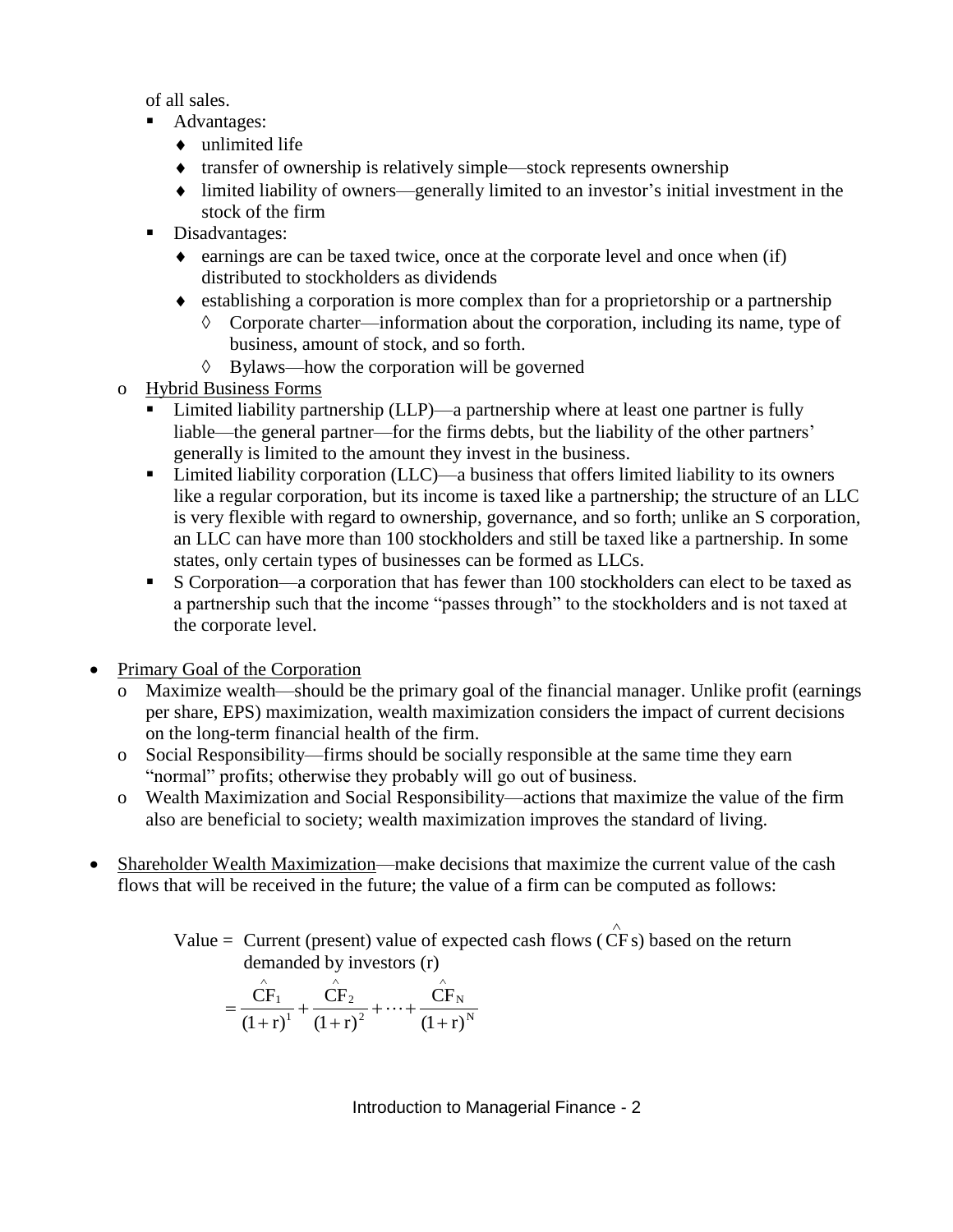of all sales.

- Advantages:
  - unlimited life
  - transfer of ownership is relatively simple—stock represents ownership
  - limited liability of owners—generally limited to an investor's initial investment in the stock of the firm
- Disadvantages:
  - earnings are can be taxed twice, once at the corporate level and once when (if) distributed to stockholders as dividends
  - establishing a corporation is more complex than for a proprietorship or a partnership
    - Corporate charter—information about the corporation, including its name, type of business, amount of stock, and so forth.
    - Bylaws—how the corporation will be governed

- Hybrid Business Forms
  - Limited liability partnership (LLP)—a partnership where at least one partner is fully liable—the general partner—for the firms debts, but the liability of the other partners' generally is limited to the amount they invest in the business.
  - Limited liability corporation (LLC)—a business that offers limited liability to its owners like a regular corporation, but its income is taxed like a partnership; the structure of an LLC is very flexible with regard to ownership, governance, and so forth; unlike an S corporation, an LLC can have more than 100 stockholders and still be taxed like a partnership. In some states, only certain types of businesses can be formed as LLCs.
  - S Corporation—a corporation that has fewer than 100 stockholders can elect to be taxed as a partnership such that the income "passes through" to the stockholders and is not taxed at the corporate level.

- Primary Goal of the Corporation
  - Maximize wealth—should be the primary goal of the financial manager. Unlike profit (earnings per share, EPS) maximization, wealth maximization considers the impact of current decisions on the long-term financial health of the firm.
  - Social Responsibility—firms should be socially responsible at the same time they earn "normal" profits; otherwise they probably will go out of business.
  - Wealth Maximization and Social Responsibility—actions that maximize the value of the firm also are beneficial to society; wealth maximization improves the standard of living.

- Shareholder Wealth Maximization—make decisions that maximize the current value of the cash flows that will be received in the future; the value of a firm can be computed as follows:

Value = Current (present) value of expected cash flows ($\hat{CF}$s) based on the return demanded by investors (r)

$$= \frac{\hat{CF}_1}{(1+r)^1} + \frac{\hat{CF}_2}{(1+r)^2} + \cdots + \frac{\hat{CF}_N}{(1+r)^N}$$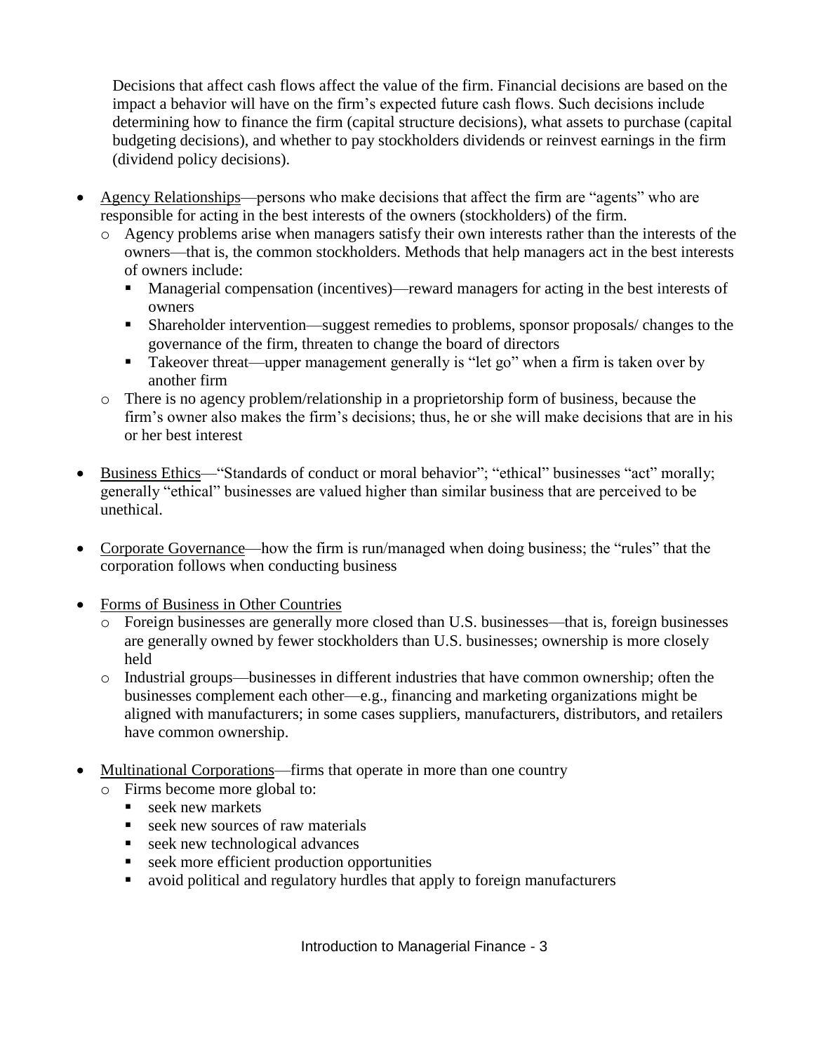Decisions that affect cash flows affect the value of the firm. Financial decisions are based on the impact a behavior will have on the firm's expected future cash flows. Such decisions include determining how to finance the firm (capital structure decisions), what assets to purchase (capital budgeting decisions), and whether to pay stockholders dividends or reinvest earnings in the firm (dividend policy decisions).

- Agency Relationships—persons who make decisions that affect the firm are "agents" who are responsible for acting in the best interests of the owners (stockholders) of the firm.
  - Agency problems arise when managers satisfy their own interests rather than the interests of the owners—that is, the common stockholders. Methods that help managers act in the best interests of owners include:
    - Managerial compensation (incentives)—reward managers for acting in the best interests of owners
    - Shareholder intervention—suggest remedies to problems, sponsor proposals/ changes to the governance of the firm, threaten to change the board of directors
    - Takeover threat—upper management generally is "let go" when a firm is taken over by another firm
  - There is no agency problem/relationship in a proprietorship form of business, because the firm's owner also makes the firm's decisions; thus, he or she will make decisions that are in his or her best interest

- Business Ethics—"Standards of conduct or moral behavior"; "ethical" businesses "act" morally; generally "ethical" businesses are valued higher than similar business that are perceived to be unethical.

- Corporate Governance—how the firm is run/managed when doing business; the "rules" that the corporation follows when conducting business

- Forms of Business in Other Countries
  - Foreign businesses are generally more closed than U.S. businesses—that is, foreign businesses are generally owned by fewer stockholders than U.S. businesses; ownership is more closely held
  - Industrial groups—businesses in different industries that have common ownership; often the businesses complement each other—e.g., financing and marketing organizations might be aligned with manufacturers; in some cases suppliers, manufacturers, distributors, and retailers have common ownership.

- Multinational Corporations—firms that operate in more than one country
  - Firms become more global to:
    - seek new markets
    - seek new sources of raw materials
    - seek new technological advances
    - seek more efficient production opportunities
    - avoid political and regulatory hurdles that apply to foreign manufacturers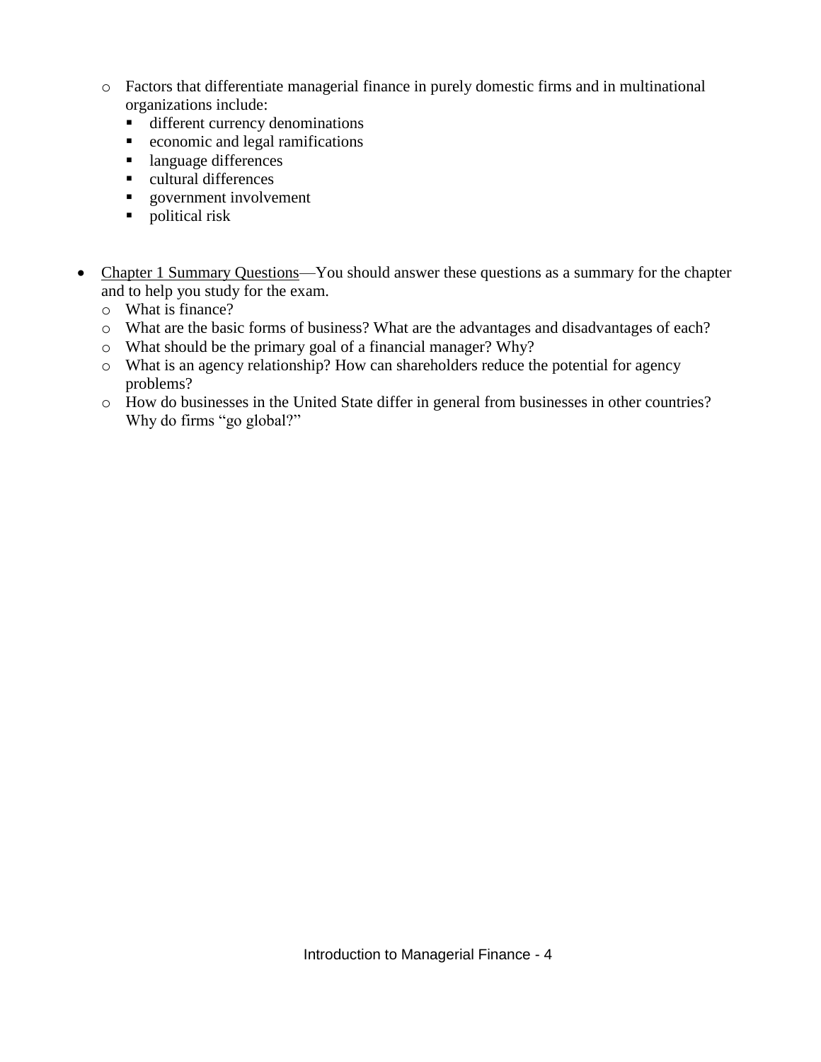- Factors that differentiate managerial finance in purely domestic firms and in multinational organizations include:
  - different currency denominations
  - economic and legal ramifications
  - language differences
  - cultural differences
  - government involvement
  - political risk

- <u>Chapter 1 Summary Questions</u>—You should answer these questions as a summary for the chapter and to help you study for the exam.
  - What is finance?
  - What are the basic forms of business? What are the advantages and disadvantages of each?
  - What should be the primary goal of a financial manager? Why?
  - What is an agency relationship? How can shareholders reduce the potential for agency problems?
  - How do businesses in the United State differ in general from businesses in other countries? Why do firms "go global?"